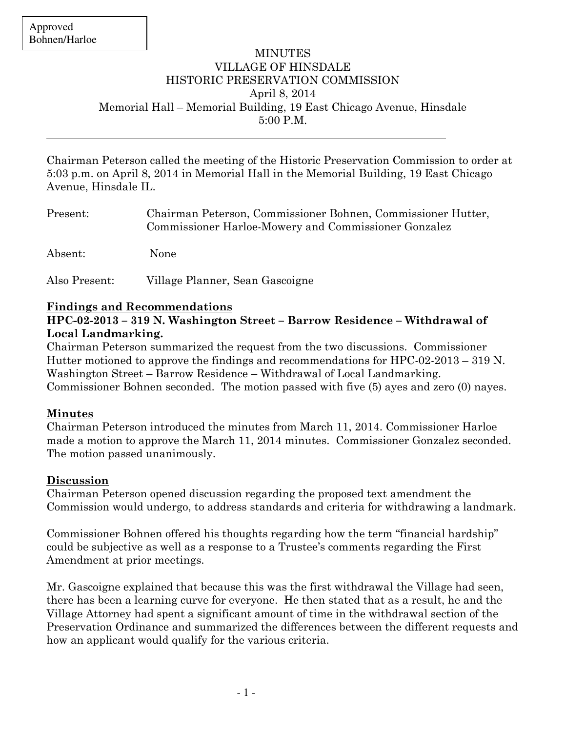Approved
Bohnen/Harloe

# MINUTES
# VILLAGE OF HINSDALE
# HISTORIC PRESERVATION COMMISSION

April 8, 2014
Memorial Hall – Memorial Building, 19 East Chicago Avenue, Hinsdale
5:00 P.M.

---

Chairman Peterson called the meeting of the Historic Preservation Commission to order at 5:03 p.m. on April 8, 2014 in Memorial Hall in the Memorial Building, 19 East Chicago Avenue, Hinsdale IL.

| | |
|---|---|
| Present: | Chairman Peterson, Commissioner Bohnen, Commissioner Hutter, Commissioner Harloe-Mowery and Commissioner Gonzalez |
| Absent: | None |
| Also Present: | Village Planner, Sean Gascoigne |

## Findings and Recommendations

**HPC-02-2013 – 319 N. Washington Street – Barrow Residence – Withdrawal of Local Landmarking.**

Chairman Peterson summarized the request from the two discussions. Commissioner Hutter motioned to approve the findings and recommendations for HPC-02-2013 – 319 N. Washington Street – Barrow Residence – Withdrawal of Local Landmarking. Commissioner Bohnen seconded. The motion passed with five (5) ayes and zero (0) nayes.

## Minutes

Chairman Peterson introduced the minutes from March 11, 2014. Commissioner Harloe made a motion to approve the March 11, 2014 minutes. Commissioner Gonzalez seconded. The motion passed unanimously.

## Discussion

Chairman Peterson opened discussion regarding the proposed text amendment the Commission would undergo, to address standards and criteria for withdrawing a landmark.

Commissioner Bohnen offered his thoughts regarding how the term "financial hardship" could be subjective as well as a response to a Trustee's comments regarding the First Amendment at prior meetings.

Mr. Gascoigne explained that because this was the first withdrawal the Village had seen, there has been a learning curve for everyone. He then stated that as a result, he and the Village Attorney had spent a significant amount of time in the withdrawal section of the Preservation Ordinance and summarized the differences between the different requests and how an applicant would qualify for the various criteria.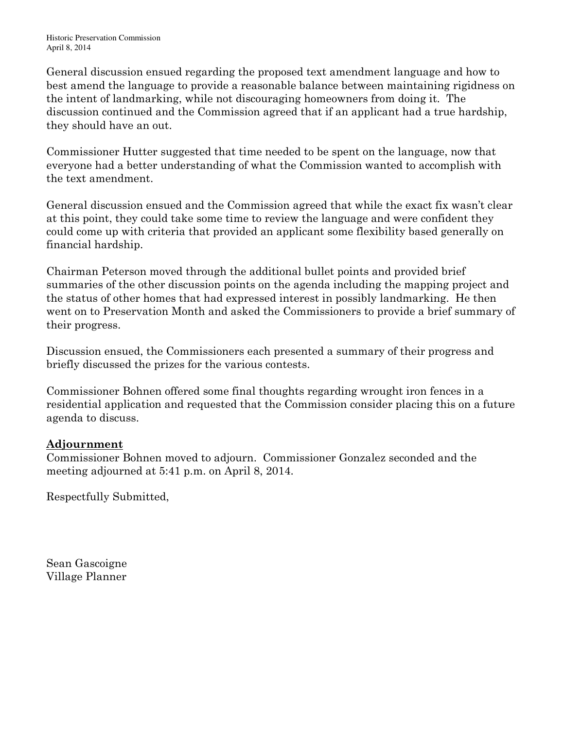General discussion ensued regarding the proposed text amendment language and how to best amend the language to provide a reasonable balance between maintaining rigidness on the intent of landmarking, while not discouraging homeowners from doing it. The discussion continued and the Commission agreed that if an applicant had a true hardship, they should have an out.

Commissioner Hutter suggested that time needed to be spent on the language, now that everyone had a better understanding of what the Commission wanted to accomplish with the text amendment.

General discussion ensued and the Commission agreed that while the exact fix wasn't clear at this point, they could take some time to review the language and were confident they could come up with criteria that provided an applicant some flexibility based generally on financial hardship.

Chairman Peterson moved through the additional bullet points and provided brief summaries of the other discussion points on the agenda including the mapping project and the status of other homes that had expressed interest in possibly landmarking. He then went on to Preservation Month and asked the Commissioners to provide a brief summary of their progress.

Discussion ensued, the Commissioners each presented a summary of their progress and briefly discussed the prizes for the various contests.

Commissioner Bohnen offered some final thoughts regarding wrought iron fences in a residential application and requested that the Commission consider placing this on a future agenda to discuss.

**Adjournment**

Commissioner Bohnen moved to adjourn. Commissioner Gonzalez seconded and the meeting adjourned at 5:41 p.m. on April 8, 2014.

Respectfully Submitted,

Sean Gascoigne
Village Planner